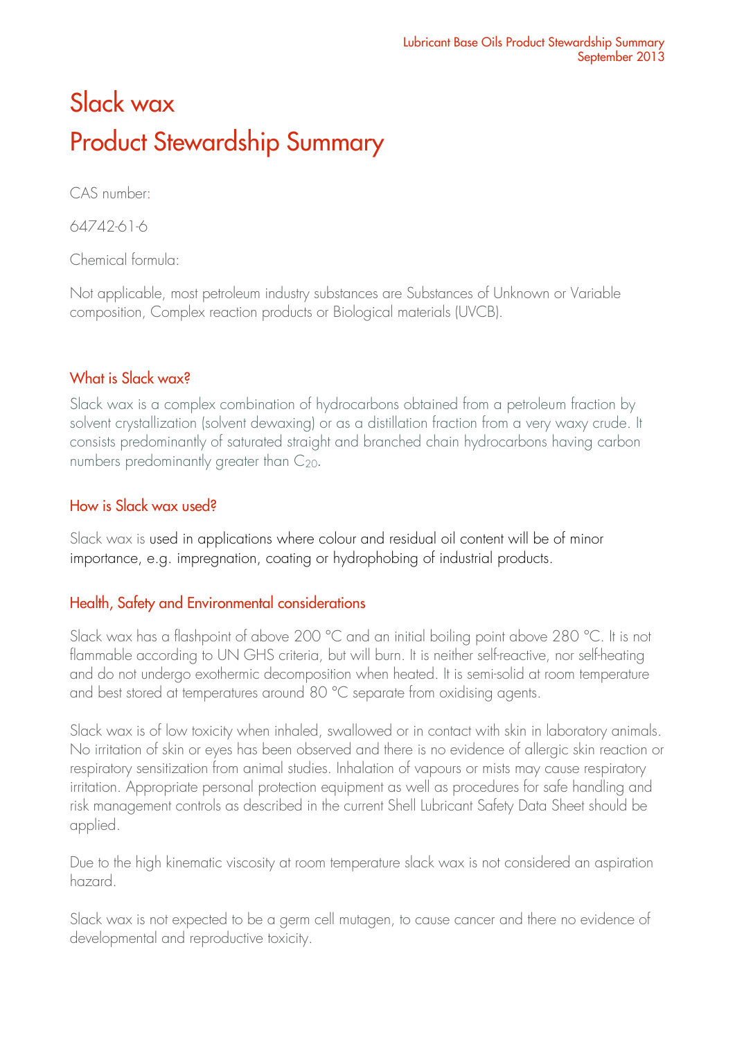# Slack wax
# Product Stewardship Summary

CAS number:

64742-61-6

Chemical formula:

Not applicable, most petroleum industry substances are Substances of Unknown or Variable composition, Complex reaction products or Biological materials (UVCB).

## What is Slack wax?

Slack wax is a complex combination of hydrocarbons obtained from a petroleum fraction by solvent crystallization (solvent dewaxing) or as a distillation fraction from a very waxy crude. It consists predominantly of saturated straight and branched chain hydrocarbons having carbon numbers predominantly greater than $C_{20}$.

## How is Slack wax used?

Slack wax is used in applications where colour and residual oil content will be of minor importance, e.g. impregnation, coating or hydrophobing of industrial products.

## Health, Safety and Environmental considerations

Slack wax has a flashpoint of above 200 °C and an initial boiling point above 280 °C. It is not flammable according to UN GHS criteria, but will burn. It is neither self-reactive, nor self-heating and do not undergo exothermic decomposition when heated. It is semi-solid at room temperature and best stored at temperatures around 80 °C separate from oxidising agents.

Slack wax is of low toxicity when inhaled, swallowed or in contact with skin in laboratory animals. No irritation of skin or eyes has been observed and there is no evidence of allergic skin reaction or respiratory sensitization from animal studies. Inhalation of vapours or mists may cause respiratory irritation. Appropriate personal protection equipment as well as procedures for safe handling and risk management controls as described in the current Shell Lubricant Safety Data Sheet should be applied.

Due to the high kinematic viscosity at room temperature slack wax is not considered an aspiration hazard.

Slack wax is not expected to be a germ cell mutagen, to cause cancer and there no evidence of developmental and reproductive toxicity.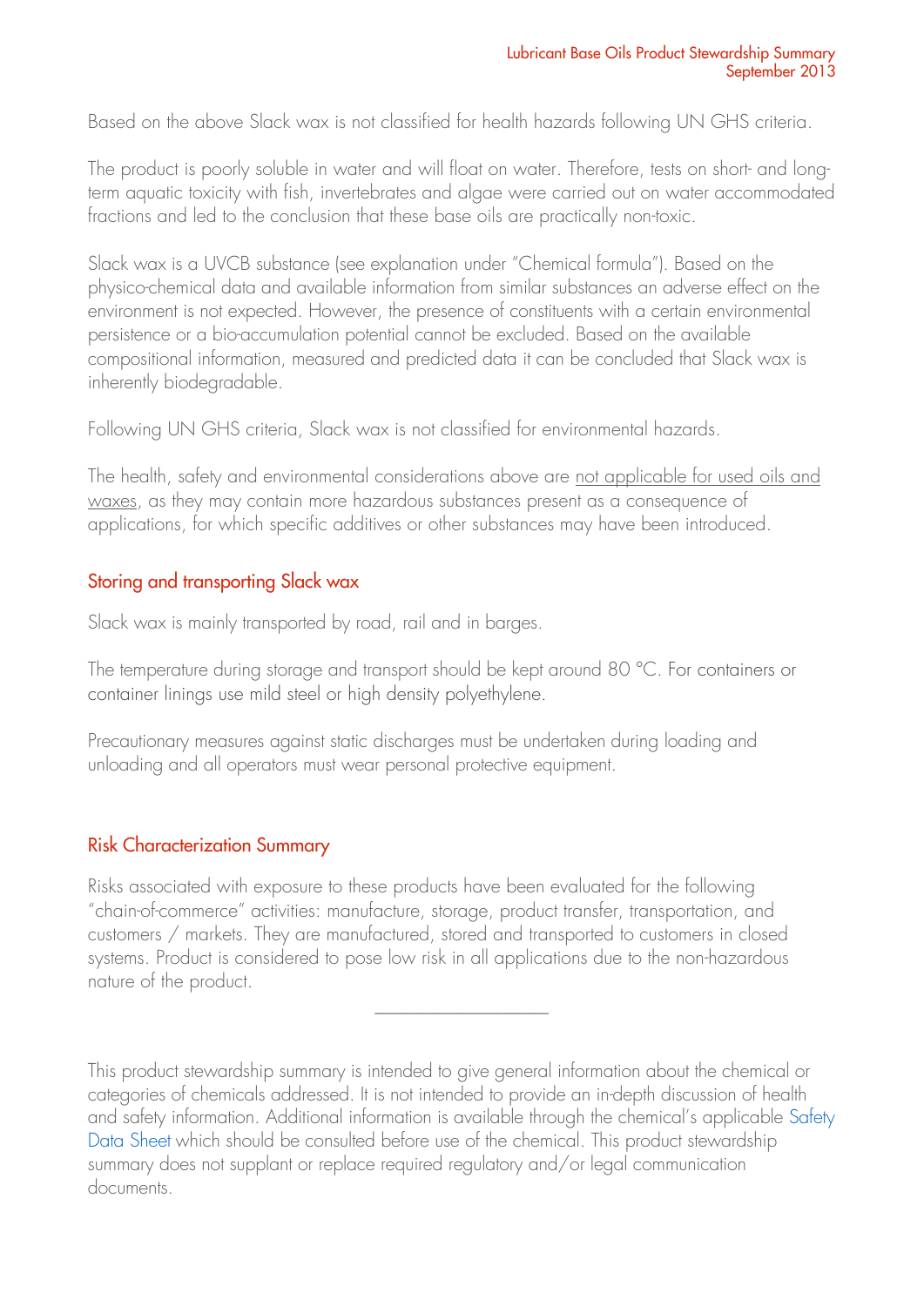Based on the above Slack wax is not classified for health hazards following UN GHS criteria.

The product is poorly soluble in water and will float on water. Therefore, tests on short- and long-term aquatic toxicity with fish, invertebrates and algae were carried out on water accommodated fractions and led to the conclusion that these base oils are practically non-toxic.

Slack wax is a UVCB substance (see explanation under "Chemical formula"). Based on the physico-chemical data and available information from similar substances an adverse effect on the environment is not expected. However, the presence of constituents with a certain environmental persistence or a bio-accumulation potential cannot be excluded. Based on the available compositional information, measured and predicted data it can be concluded that Slack wax is inherently biodegradable.

Following UN GHS criteria, Slack wax is not classified for environmental hazards.

The health, safety and environmental considerations above are not applicable for used oils and waxes, as they may contain more hazardous substances present as a consequence of applications, for which specific additives or other substances may have been introduced.

## Storing and transporting Slack wax

Slack wax is mainly transported by road, rail and in barges.

The temperature during storage and transport should be kept around 80 °C. For containers or container linings use mild steel or high density polyethylene.

Precautionary measures against static discharges must be undertaken during loading and unloading and all operators must wear personal protective equipment.

## Risk Characterization Summary

Risks associated with exposure to these products have been evaluated for the following "chain-of-commerce" activities: manufacture, storage, product transfer, transportation, and customers / markets. They are manufactured, stored and transported to customers in closed systems. Product is considered to pose low risk in all applications due to the non-hazardous nature of the product.

---

This product stewardship summary is intended to give general information about the chemical or categories of chemicals addressed. It is not intended to provide an in-depth discussion of health and safety information. Additional information is available through the chemical's applicable Safety Data Sheet which should be consulted before use of the chemical. This product stewardship summary does not supplant or replace required regulatory and/or legal communication documents.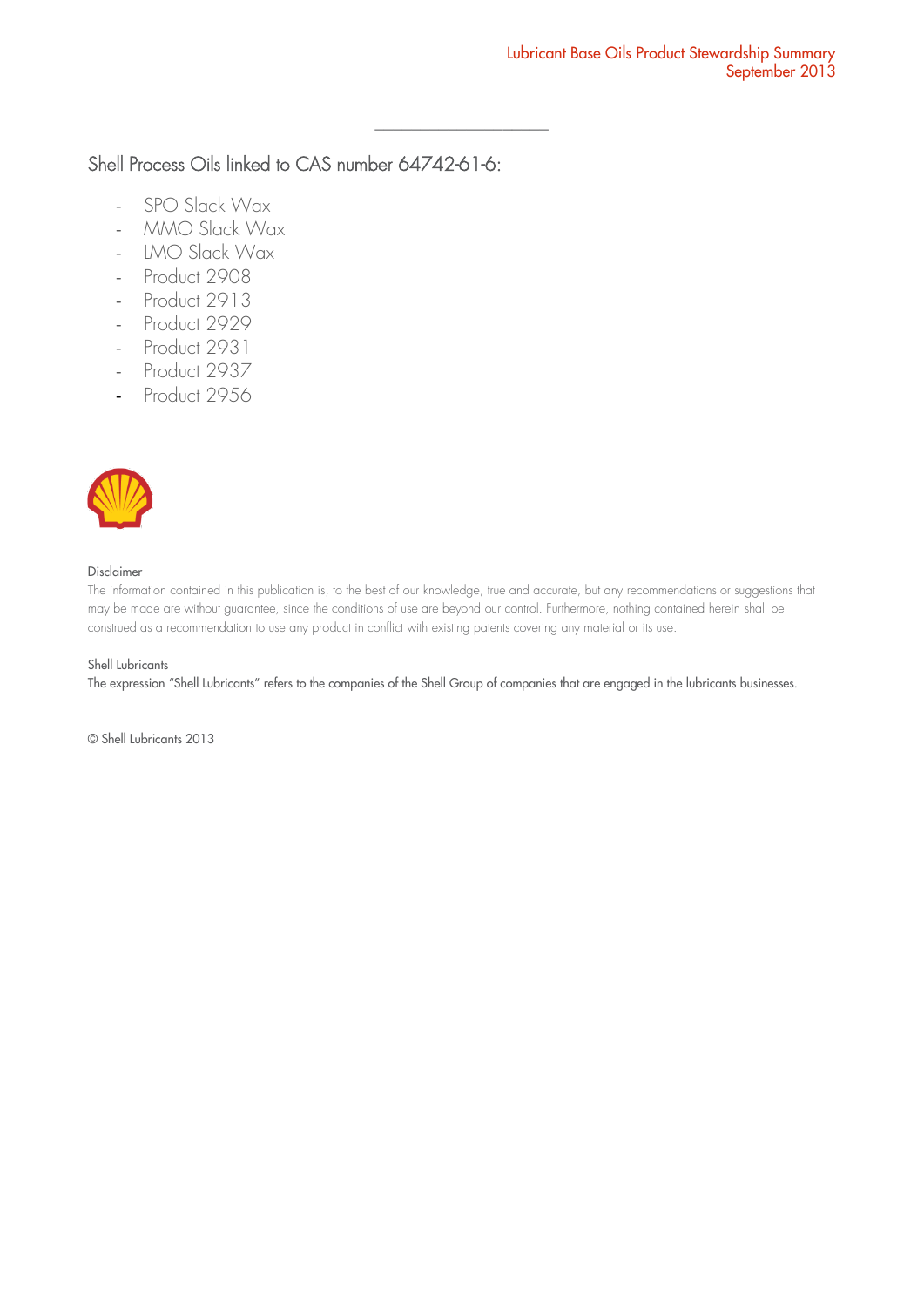## Shell Process Oils linked to CAS number 64742-61-6:

- SPO Slack Wax
- MMO Slack Wax
- LMO Slack Wax
- Product 2908
- Product 2913
- Product 2929
- Product 2931
- Product 2937
- Product 2956

Disclaimer

The information contained in this publication is, to the best of our knowledge, true and accurate, but any recommendations or suggestions that may be made are without guarantee, since the conditions of use are beyond our control. Furthermore, nothing contained herein shall be construed as a recommendation to use any product in conflict with existing patents covering any material or its use.

Shell Lubricants

The expression "Shell Lubricants" refers to the companies of the Shell Group of companies that are engaged in the lubricants businesses.

© Shell Lubricants 2013